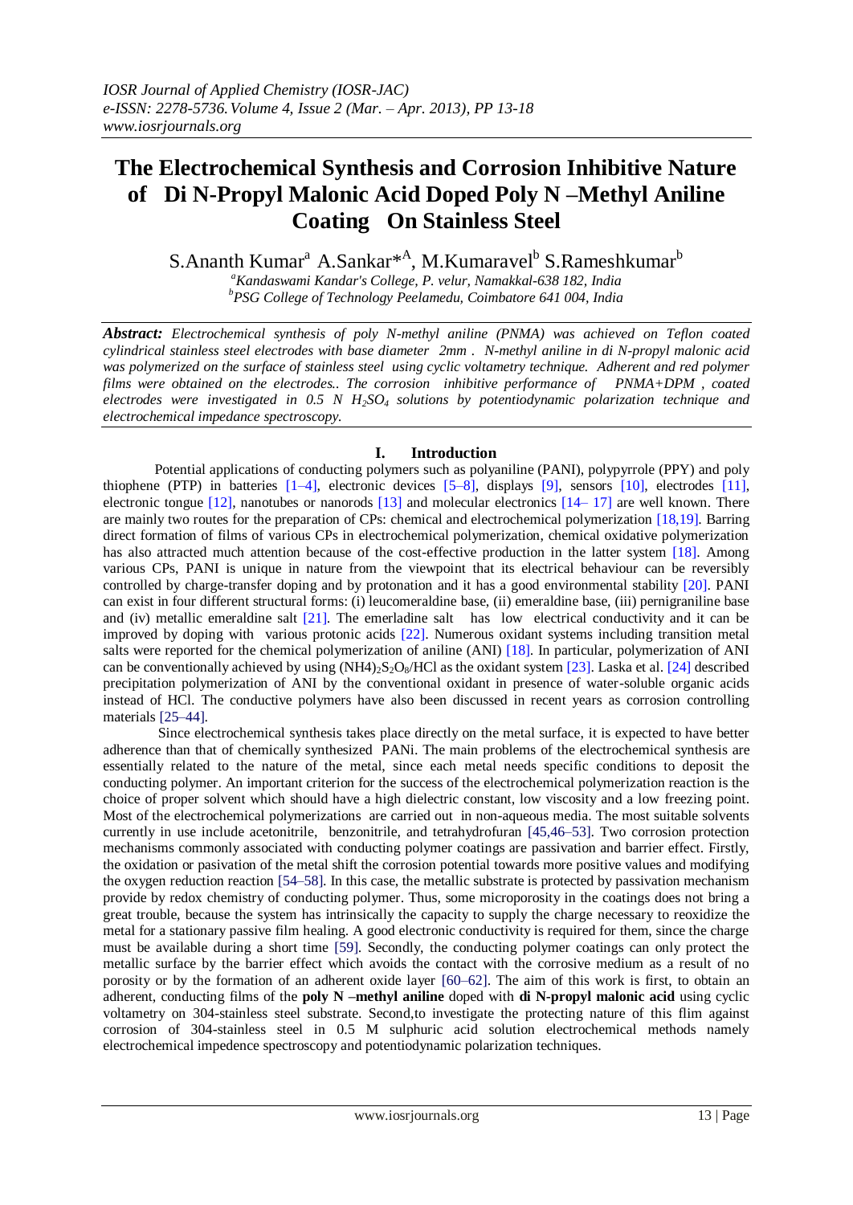# The Electrochemical Synthesis and Corrosion Inhibitive Nature of Di N-Propyl Malonic Acid Doped Poly N –Methyl Aniline Coating On Stainless Steel

S.Ananth Kumar[a] A.Sankar*[A], M.Kumaravel[b] S.Rameshkumar[b]

[a]Kandaswami Kandar's College, P. velur, Namakkal-638 182, India
[b]PSG College of Technology Peelamedu, Coimbatore 641 004, India

***Abstract:*** *Electrochemical synthesis of poly N-methyl aniline (PNMA) was achieved on Teflon coated cylindrical stainless steel electrodes with base diameter 2mm . N-methyl aniline in di N-propyl malonic acid was polymerized on the surface of stainless steel using cyclic voltametry technique. Adherent and red polymer films were obtained on the electrodes.. The corrosion inhibitive performance of PNMA+DPM , coated electrodes were investigated in 0.5 N $H_2SO_4$ solutions by potentiodynamic polarization technique and electrochemical impedance spectroscopy.*

## I. Introduction

Potential applications of conducting polymers such as polyaniline (PANI), polypyrrole (PPY) and poly thiophene (PTP) in batteries [1–4], electronic devices [5–8], displays [9], sensors [10], electrodes [11], electronic tongue [12], nanotubes or nanorods [13] and molecular electronics [14– 17] are well known. There are mainly two routes for the preparation of CPs: chemical and electrochemical polymerization [18,19]. Barring direct formation of films of various CPs in electrochemical polymerization, chemical oxidative polymerization has also attracted much attention because of the cost-effective production in the latter system [18]. Among various CPs, PANI is unique in nature from the viewpoint that its electrical behaviour can be reversibly controlled by charge-transfer doping and by protonation and it has a good environmental stability [20]. PANI can exist in four different structural forms: (i) leucomeraldine base, (ii) emeraldine base, (iii) pernigraniline base and (iv) metallic emeraldine salt [21]. The emerladine salt has low electrical conductivity and it can be improved by doping with various protonic acids [22]. Numerous oxidant systems including transition metal salts were reported for the chemical polymerization of aniline (ANI) [18]. In particular, polymerization of ANI can be conventionally achieved by using $(NH4)_2S_2O_8$/HCl as the oxidant system [23]. Laska et al. [24] described precipitation polymerization of ANI by the conventional oxidant in presence of water-soluble organic acids instead of HCl. The conductive polymers have also been discussed in recent years as corrosion controlling materials [25–44].

Since electrochemical synthesis takes place directly on the metal surface, it is expected to have better adherence than that of chemically synthesized PANi. The main problems of the electrochemical synthesis are essentially related to the nature of the metal, since each metal needs specific conditions to deposit the conducting polymer. An important criterion for the success of the electrochemical polymerization reaction is the choice of proper solvent which should have a high dielectric constant, low viscosity and a low freezing point. Most of the electrochemical polymerizations are carried out in non-aqueous media. The most suitable solvents currently in use include acetonitrile, benzonitrile, and tetrahydrofuran [45,46–53]. Two corrosion protection mechanisms commonly associated with conducting polymer coatings are passivation and barrier effect. Firstly, the oxidation or pasivation of the metal shift the corrosion potential towards more positive values and modifying the oxygen reduction reaction [54–58]. In this case, the metallic substrate is protected by passivation mechanism provide by redox chemistry of conducting polymer. Thus, some microporosity in the coatings does not bring a great trouble, because the system has intrinsically the capacity to supply the charge necessary to reoxidize the metal for a stationary passive film healing. A good electronic conductivity is required for them, since the charge must be available during a short time [59]. Secondly, the conducting polymer coatings can only protect the metallic surface by the barrier effect which avoids the contact with the corrosive medium as a result of no porosity or by the formation of an adherent oxide layer [60–62]. The aim of this work is first, to obtain an adherent, conducting films of the **poly N –methyl aniline** doped with **di N-propyl malonic acid** using cyclic voltametry on 304-stainless steel substrate. Second,to investigate the protecting nature of this flim against corrosion of 304-stainless steel in 0.5 M sulphuric acid solution electrochemical methods namely electrochemical impedence spectroscopy and potentiodynamic polarization techniques.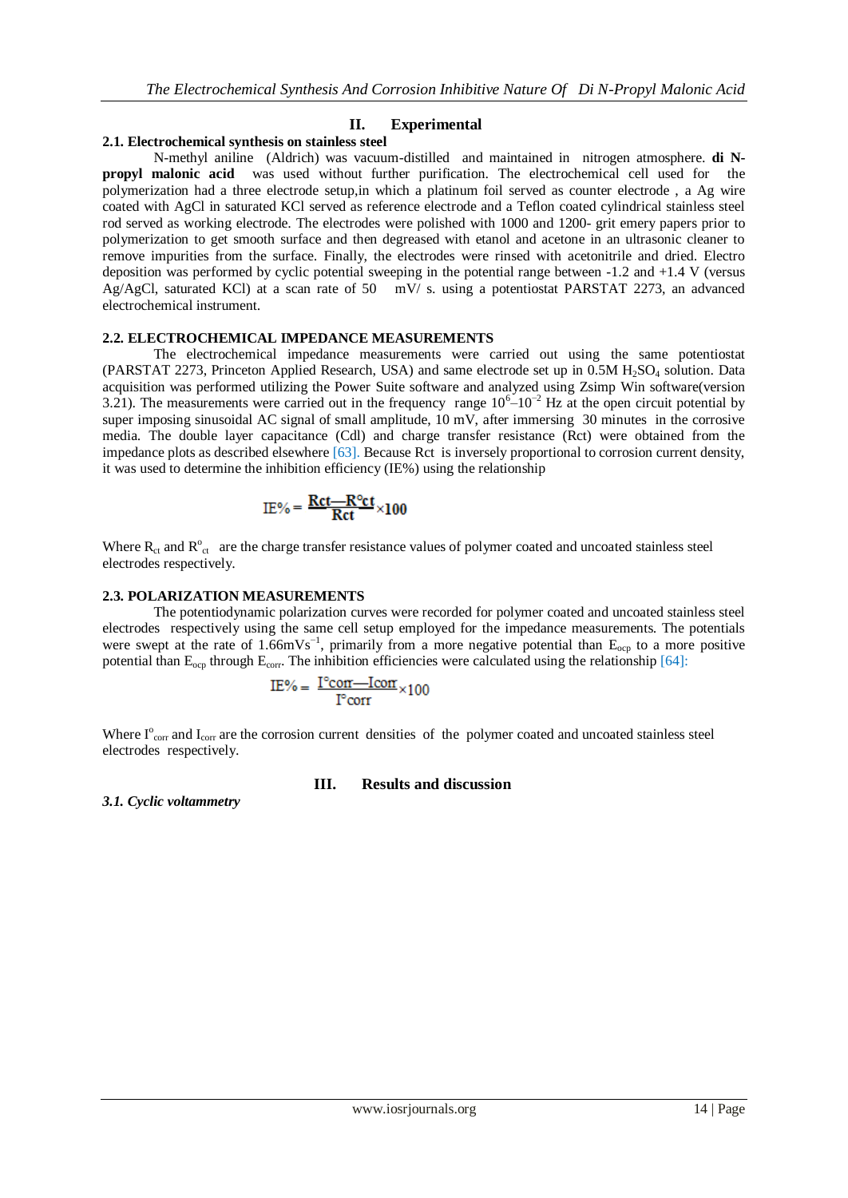## II. Experimental

### 2.1. Electrochemical synthesis on stainless steel

N-methyl aniline (Aldrich) was vacuum-distilled and maintained in nitrogen atmosphere. **di N-propyl malonic acid** was used without further purification. The electrochemical cell used for the polymerization had a three electrode setup,in which a platinum foil served as counter electrode , a Ag wire coated with AgCl in saturated KCl served as reference electrode and a Teflon coated cylindrical stainless steel rod served as working electrode. The electrodes were polished with 1000 and 1200- grit emery papers prior to polymerization to get smooth surface and then degreased with etanol and acetone in an ultrasonic cleaner to remove impurities from the surface. Finally, the electrodes were rinsed with acetonitrile and dried. Electro deposition was performed by cyclic potential sweeping in the potential range between -1.2 and +1.4 V (versus Ag/AgCl, saturated KCl) at a scan rate of 50 mV/ s. using a potentiostat PARSTAT 2273, an advanced electrochemical instrument.

### 2.2. ELECTROCHEMICAL IMPEDANCE MEASUREMENTS

The electrochemical impedance measurements were carried out using the same potentiostat (PARSTAT 2273, Princeton Applied Research, USA) and same electrode set up in 0.5M $H_2SO_4$ solution. Data acquisition was performed utilizing the Power Suite software and analyzed using Zsimp Win software(version 3.21). The measurements were carried out in the frequency range $10^6$–$10^{-2}$ Hz at the open circuit potential by super imposing sinusoidal AC signal of small amplitude, 10 mV, after immersing 30 minutes in the corrosive media. The double layer capacitance (Cdl) and charge transfer resistance (Rct) were obtained from the impedance plots as described elsewhere [63]. Because Rct is inversely proportional to corrosion current density, it was used to determine the inhibition efficiency (IE%) using the relationship

$$IE\% = \frac{Rct - R^{o}ct}{Rct} \times 100$$

Where $R_{ct}$ and $R^{o}_{ct}$ are the charge transfer resistance values of polymer coated and uncoated stainless steel electrodes respectively.

### 2.3. POLARIZATION MEASUREMENTS

The potentiodynamic polarization curves were recorded for polymer coated and uncoated stainless steel electrodes respectively using the same cell setup employed for the impedance measurements. The potentials were swept at the rate of $1.66 mVs^{-1}$, primarily from a more negative potential than $E_{ocp}$ to a more positive potential than $E_{ocp}$ through $E_{corr}$. The inhibition efficiencies were calculated using the relationship [64]:

$$IE\% = \frac{I^{o}corr - Icorr}{I^{o}corr} \times 100$$

Where $I^{o}_{corr}$ and $I_{corr}$ are the corrosion current densities of the polymer coated and uncoated stainless steel electrodes respectively.

## III. Results and discussion

### *3.1. Cyclic voltammetry*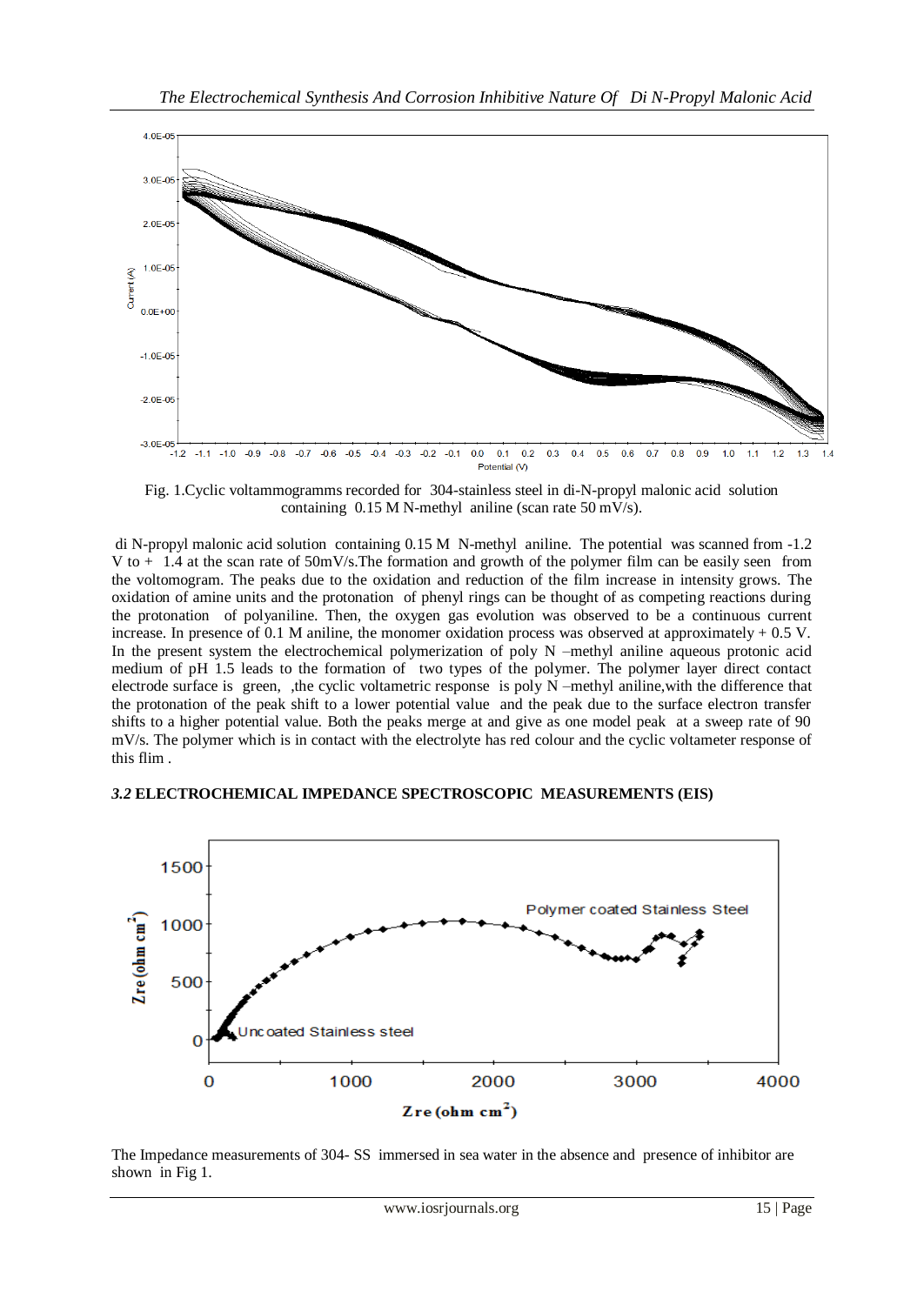Fig. 1.Cyclic voltammogramms recorded for 304-stainless steel in di-N-propyl malonic acid solution containing 0.15 M N-methyl aniline (scan rate 50 mV/s).

di N-propyl malonic acid solution containing 0.15 M N-methyl aniline. The potential was scanned from -1.2 V to + 1.4 at the scan rate of 50mV/s.The formation and growth of the polymer film can be easily seen from the voltomogram. The peaks due to the oxidation and reduction of the film increase in intensity grows. The oxidation of amine units and the protonation of phenyl rings can be thought of as competing reactions during the protonation of polyaniline. Then, the oxygen gas evolution was observed to be a continuous current increase. In presence of 0.1 M aniline, the monomer oxidation process was observed at approximately + 0.5 V. In the present system the electrochemical polymerization of poly N –methyl aniline aqueous protonic acid medium of pH 1.5 leads to the formation of two types of the polymer. The polymer layer direct contact electrode surface is green, ,the cyclic voltametric response is poly N –methyl aniline,with the difference that the protonation of the peak shift to a lower potential value and the peak due to the surface electron transfer shifts to a higher potential value. Both the peaks merge at and give as one model peak at a sweep rate of 90 mV/s. The polymer which is in contact with the electrolyte has red colour and the cyclic voltameter response of this flim .

### *3.2* ELECTROCHEMICAL IMPEDANCE SPECTROSCOPIC MEASUREMENTS (EIS)

The Impedance measurements of 304- SS immersed in sea water in the absence and presence of inhibitor are shown in Fig 1.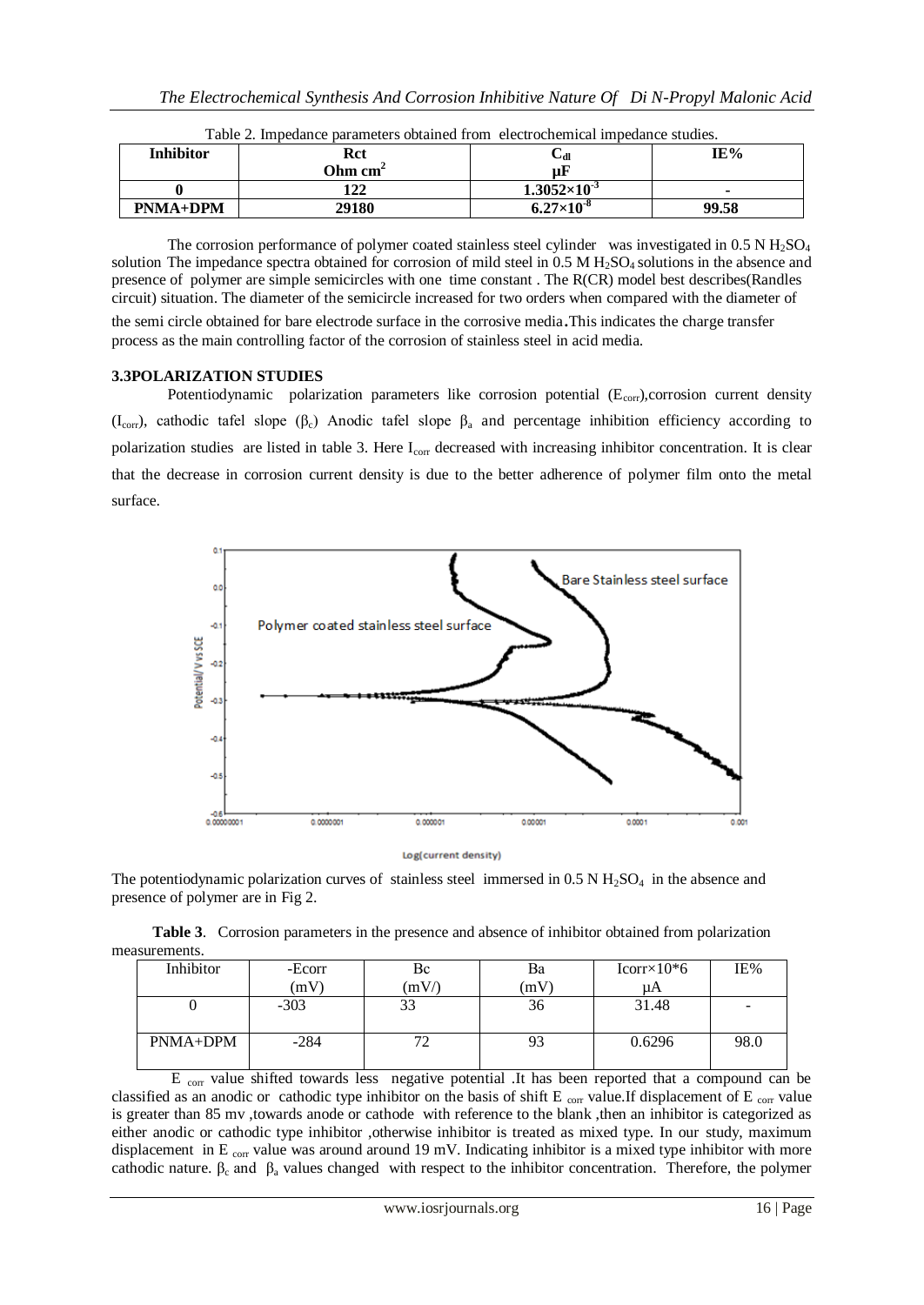Table 2. Impedance parameters obtained from electrochemical impedance studies.

| Inhibitor | Rct Ohm cm$^2$ | $C_{dl}$ μF | IE% |
|---|---|---|---|
| 0 | 122 | $1.3052\times10^{-3}$ | - |
| PNMA+DPM | 29180 | $6.27\times10^{-8}$ | 99.58 |

The corrosion performance of polymer coated stainless steel cylinder was investigated in 0.5 N $H_2SO_4$ solution The impedance spectra obtained for corrosion of mild steel in 0.5 M $H_2SO_4$ solutions in the absence and presence of polymer are simple semicircles with one time constant . The R(CR) model best describes(Randles circuit) situation. The diameter of the semicircle increased for two orders when compared with the diameter of the semi circle obtained for bare electrode surface in the corrosive media**.**This indicates the charge transfer process as the main controlling factor of the corrosion of stainless steel in acid media.

### 3.3POLARIZATION STUDIES

Potentiodynamic polarization parameters like corrosion potential ($E_{corr}$),corrosion current density ($I_{corr}$), cathodic tafel slope ($\beta_c$) Anodic tafel slope $\beta_a$ and percentage inhibition efficiency according to polarization studies are listed in table 3. Here $I_{corr}$ decreased with increasing inhibitor concentration. It is clear that the decrease in corrosion current density is due to the better adherence of polymer film onto the metal surface.

The potentiodynamic polarization curves of stainless steel immersed in 0.5 N $H_2SO_4$ in the absence and presence of polymer are in Fig 2.

**Table 3**. Corrosion parameters in the presence and absence of inhibitor obtained from polarization measurements.

| Inhibitor | -Ecorr (mV) | Bc (mV/) | Ba (mV) | Icorr×10*6 μA | IE% |
|---|---|---|---|---|---|
| 0 | -303 | 33 | 36 | 31.48 | - |
| PNMA+DPM | -284 | 72 | 93 | 0.6296 | 98.0 |

$E_{corr}$ value shifted towards less negative potential .It has been reported that a compound can be classified as an anodic or cathodic type inhibitor on the basis of shift $E_{corr}$ value.If displacement of $E_{corr}$ value is greater than 85 mv ,towards anode or cathode with reference to the blank ,then an inhibitor is categorized as either anodic or cathodic type inhibitor ,otherwise inhibitor is treated as mixed type. In our study, maximum displacement in $E_{corr}$ value was around around 19 mV. Indicating inhibitor is a mixed type inhibitor with more cathodic nature. $\beta_c$ and $\beta_a$ values changed with respect to the inhibitor concentration. Therefore, the polymer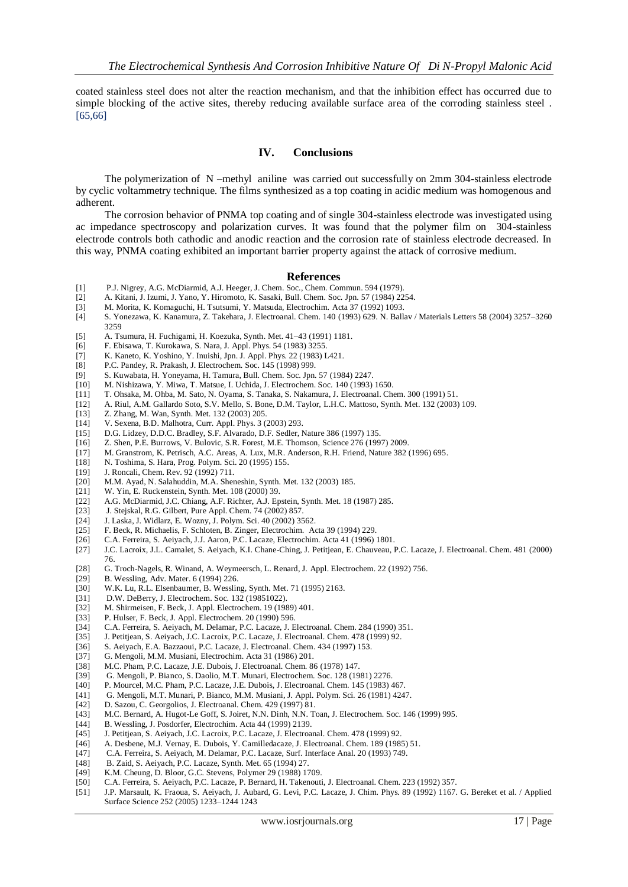coated stainless steel does not alter the reaction mechanism, and that the inhibition effect has occurred due to simple blocking of the active sites, thereby reducing available surface area of the corroding stainless steel . [65,66]

## IV. Conclusions

The polymerization of N –methyl aniline was carried out successfully on 2mm 304-stainless electrode by cyclic voltammetry technique. The films synthesized as a top coating in acidic medium was homogenous and adherent.

The corrosion behavior of PNMA top coating and of single 304-stainless electrode was investigated using ac impedance spectroscopy and polarization curves. It was found that the polymer film on 304-stainless electrode controls both cathodic and anodic reaction and the corrosion rate of stainless electrode decreased. In this way, PNMA coating exhibited an important barrier property against the attack of corrosive medium.

## References

[1] P.J. Nigrey, A.G. McDiarmid, A.J. Heeger, J. Chem. Soc., Chem. Commun. 594 (1979).
[2] A. Kitani, J. Izumi, J. Yano, Y. Hiromoto, K. Sasaki, Bull. Chem. Soc. Jpn. 57 (1984) 2254.
[3] M. Morita, K. Komaguchi, H. Tsutsumi, Y. Matsuda, Electrochim. Acta 37 (1992) 1093.
[4] S. Yonezawa, K. Kanamura, Z. Takehara, J. Electroanal. Chem. 140 (1993) 629. N. Ballav / Materials Letters 58 (2004) 3257–3260 3259
[5] A. Tsumura, H. Fuchigami, H. Koezuka, Synth. Met. 41–43 (1991) 1181.
[6] F. Ebisawa, T. Kurokawa, S. Nara, J. Appl. Phys. 54 (1983) 3255.
[7] K. Kaneto, K. Yoshino, Y. Inuishi, Jpn. J. Appl. Phys. 22 (1983) L421.
[8] P.C. Pandey, R. Prakash, J. Electrochem. Soc. 145 (1998) 999.
[9] S. Kuwabata, H. Yoneyama, H. Tamura, Bull. Chem. Soc. Jpn. 57 (1984) 2247.
[10] M. Nishizawa, Y. Miwa, T. Matsue, I. Uchida, J. Electrochem. Soc. 140 (1993) 1650.
[11] T. Ohsaka, M. Ohba, M. Sato, N. Oyama, S. Tanaka, S. Nakamura, J. Electroanal. Chem. 300 (1991) 51.
[12] A. Riul, A.M. Gallardo Soto, S.V. Mello, S. Bone, D.M. Taylor, L.H.C. Mattoso, Synth. Met. 132 (2003) 109.
[13] Z. Zhang, M. Wan, Synth. Met. 132 (2003) 205.
[14] V. Sexena, B.D. Malhotra, Curr. Appl. Phys. 3 (2003) 293.
[15] D.G. Lidzey, D.D.C. Bradley, S.F. Alvarado, D.F. Sedler, Nature 386 (1997) 135.
[16] Z. Shen, P.E. Burrows, V. Bulovic, S.R. Forest, M.E. Thomson, Science 276 (1997) 2009.
[17] M. Granstrom, K. Petrisch, A.C. Areas, A. Lux, M.R. Anderson, R.H. Friend, Nature 382 (1996) 695.
[18] N. Toshima, S. Hara, Prog. Polym. Sci. 20 (1995) 155.
[19] J. Roncali, Chem. Rev. 92 (1992) 711.
[20] M.M. Ayad, N. Salahuddin, M.A. Sheneshin, Synth. Met. 132 (2003) 185.
[21] W. Yin, E. Ruckenstein, Synth. Met. 108 (2000) 39.
[22] A.G. McDiarmid, J.C. Chiang, A.F. Richter, A.J. Epstein, Synth. Met. 18 (1987) 285.
[23] J. Stejskal, R.G. Gilbert, Pure Appl. Chem. 74 (2002) 857.
[24] J. Laska, J. Widlarz, E. Wozny, J. Polym. Sci. 40 (2002) 3562.
[25] F. Beck, R. Michaelis, F. Schloten, B. Zinger, Electrochim. Acta 39 (1994) 229.
[26] C.A. Ferreira, S. Aeiyach, J.J. Aaron, P.C. Lacaze, Electrochim. Acta 41 (1996) 1801.
[27] J.C. Lacroix, J.L. Camalet, S. Aeiyach, K.I. Chane-Ching, J. Petitjean, E. Chauveau, P.C. Lacaze, J. Electroanal. Chem. 481 (2000) 76.
[28] G. Troch-Nagels, R. Winand, A. Weymeersch, L. Renard, J. Appl. Electrochem. 22 (1992) 756.
[29] B. Wessling, Adv. Mater. 6 (1994) 226.
[30] W.K. Lu, R.L. Elsenbaumer, B. Wessling, Synth. Met. 71 (1995) 2163.
[31] D.W. DeBerry, J. Electrochem. Soc. 132 (19851022).
[32] M. Shirmeisen, F. Beck, J. Appl. Electrochem. 19 (1989) 401.
[33] P. Hulser, F. Beck, J. Appl. Electrochem. 20 (1990) 596.
[34] C.A. Ferreira, S. Aeiyach, M. Delamar, P.C. Lacaze, J. Electroanal. Chem. 284 (1990) 351.
[35] J. Petitjean, S. Aeiyach, J.C. Lacroix, P.C. Lacaze, J. Electroanal. Chem. 478 (1999) 92.
[36] S. Aeiyach, E.A. Bazzaoui, P.C. Lacaze, J. Electroanal. Chem. 434 (1997) 153.
[37] G. Mengoli, M.M. Musiani, Electrochim. Acta 31 (1986) 201.
[38] M.C. Pham, P.C. Lacaze, J.E. Dubois, J. Electroanal. Chem. 86 (1978) 147.
[39] G. Mengoli, P. Bianco, S. Daolio, M.T. Munari, Electrochem. Soc. 128 (1981) 2276.
[40] P. Mourcel, M.C. Pham, P.C. Lacaze, J.E. Dubois, J. Electroanal. Chem. 145 (1983) 467.
[41] G. Mengoli, M.T. Munari, P. Bianco, M.M. Musiani, J. Appl. Polym. Sci. 26 (1981) 4247.
[42] D. Sazou, C. Georgolios, J. Electroanal. Chem. 429 (1997) 81.
[43] M.C. Bernard, A. Hugot-Le Goff, S. Joiret, N.N. Dinh, N.N. Toan, J. Electrochem. Soc. 146 (1999) 995.
[44] B. Wessling, J. Posdorfer, Electrochim. Acta 44 (1999) 2139.
[45] J. Petitjean, S. Aeiyach, J.C. Lacroix, P.C. Lacaze, J. Electroanal. Chem. 478 (1999) 92.
[46] A. Desbene, M.J. Vernay, E. Dubois, Y. Camilledacaze, J. Electroanal. Chem. 189 (1985) 51.
[47] C.A. Ferreira, S. Aeiyach, M. Delamar, P.C. Lacaze, Surf. Interface Anal. 20 (1993) 749.
[48] B. Zaid, S. Aeiyach, P.C. Lacaze, Synth. Met. 65 (1994) 27.
[49] K.M. Cheung, D. Bloor, G.C. Stevens, Polymer 29 (1988) 1709.
[50] C.A. Ferreira, S. Aeiyach, P.C. Lacaze, P. Bernard, H. Takenouti, J. Electroanal. Chem. 223 (1992) 357.
[51] J.P. Marsault, K. Fraoua, S. Aeiyach, J. Aubard, G. Levi, P.C. Lacaze, J. Chim. Phys. 89 (1992) 1167. G. Bereket et al. / Applied Surface Science 252 (2005) 1233–1244 1243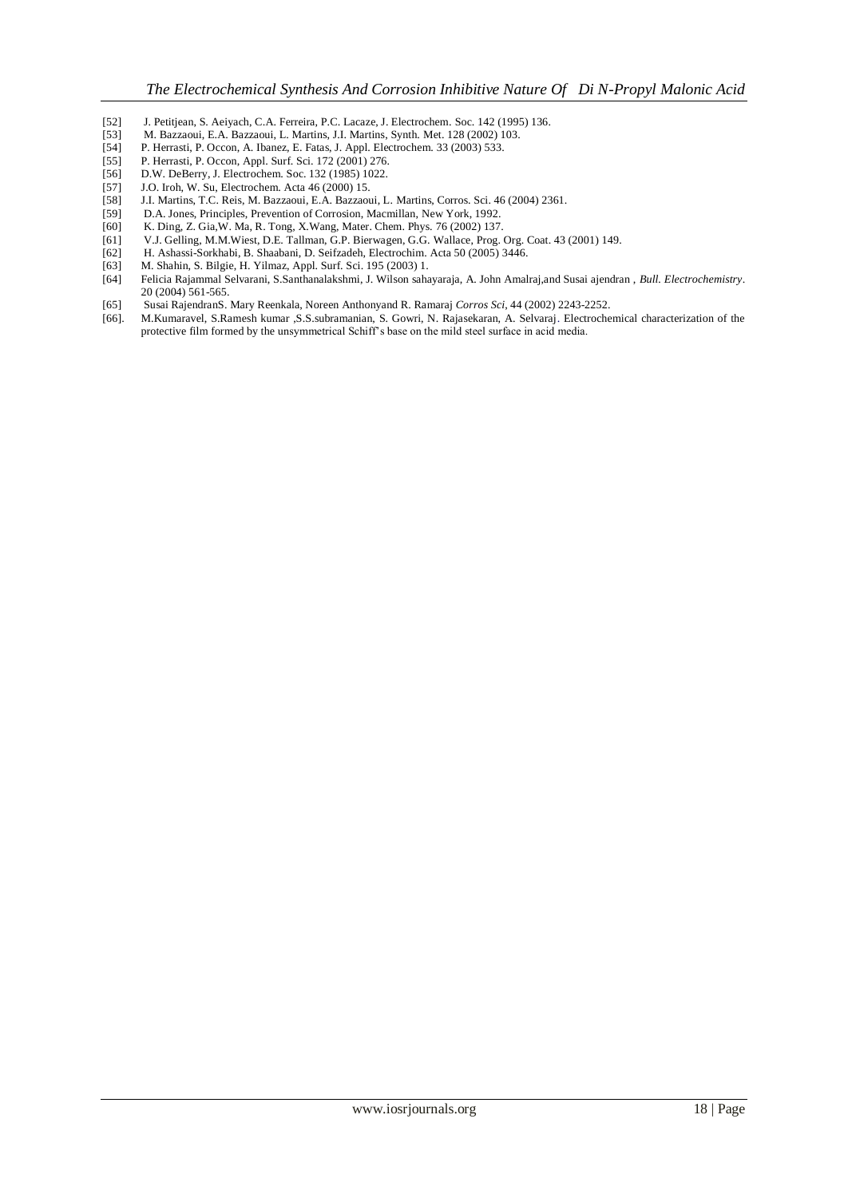[52] J. Petitjean, S. Aeiyach, C.A. Ferreira, P.C. Lacaze, J. Electrochem. Soc. 142 (1995) 136.

[53] M. Bazzaoui, E.A. Bazzaoui, L. Martins, J.I. Martins, Synth. Met. 128 (2002) 103.

[54] P. Herrasti, P. Occon, A. Ibanez, E. Fatas, J. Appl. Electrochem. 33 (2003) 533.

[55] P. Herrasti, P. Occon, Appl. Surf. Sci. 172 (2001) 276.

[56] D.W. DeBerry, J. Electrochem. Soc. 132 (1985) 1022.

[57] J.O. Iroh, W. Su, Electrochem. Acta 46 (2000) 15.

[58] J.I. Martins, T.C. Reis, M. Bazzaoui, E.A. Bazzaoui, L. Martins, Corros. Sci. 46 (2004) 2361.

[59] D.A. Jones, Principles, Prevention of Corrosion, Macmillan, New York, 1992.

[60] K. Ding, Z. Gia,W. Ma, R. Tong, X.Wang, Mater. Chem. Phys. 76 (2002) 137.

[61] V.J. Gelling, M.M.Wiest, D.E. Tallman, G.P. Bierwagen, G.G. Wallace, Prog. Org. Coat. 43 (2001) 149.

[62] H. Ashassi-Sorkhabi, B. Shaabani, D. Seifzadeh, Electrochim. Acta 50 (2005) 3446.

[63] M. Shahin, S. Bilgie, H. Yilmaz, Appl. Surf. Sci. 195 (2003) 1.

[64] Felicia Rajammal Selvarani, S.Santhanalakshmi, J. Wilson sahayaraja, A. John Amalraj,and Susai ajendran , *Bull. Electrochemistry*. 20 (2004) 561-565.

[65] Susai RajendranS. Mary Reenkala, Noreen Anthonyand R. Ramaraj *Corros Sci*, 44 (2002) 2243-2252.

[66]. M.Kumaravel, S.Ramesh kumar ,S.S.subramanian, S. Gowri, N. Rajasekaran, A. Selvaraj. Electrochemical characterization of the protective film formed by the unsymmetrical Schiff's base on the mild steel surface in acid media.